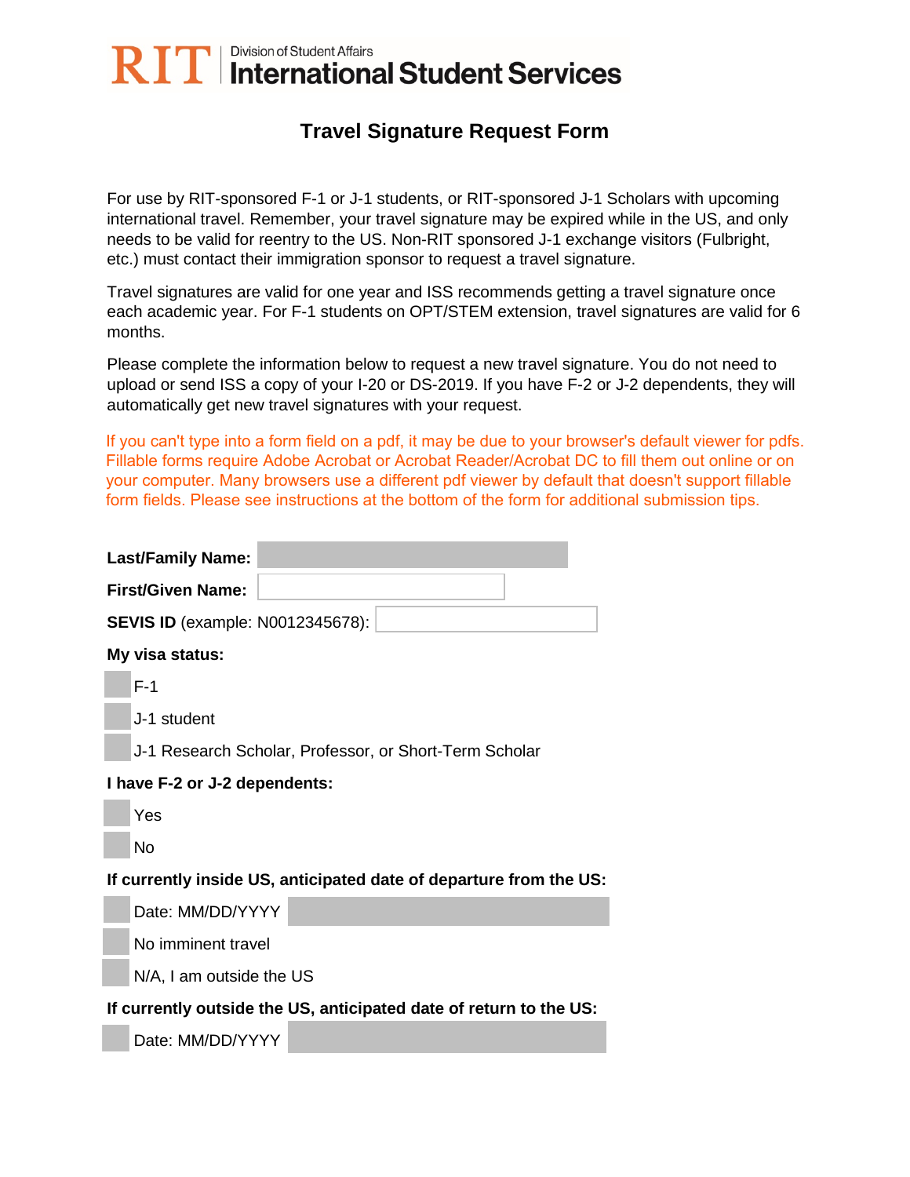RIT | Division of Student Affairs
**International Student Services**

# Travel Signature Request Form

For use by RIT-sponsored F-1 or J-1 students, or RIT-sponsored J-1 Scholars with upcoming international travel. Remember, your travel signature may be expired while in the US, and only needs to be valid for reentry to the US. Non-RIT sponsored J-1 exchange visitors (Fulbright, etc.) must contact their immigration sponsor to request a travel signature.

Travel signatures are valid for one year and ISS recommends getting a travel signature once each academic year. For F-1 students on OPT/STEM extension, travel signatures are valid for 6 months.

Please complete the information below to request a new travel signature. You do not need to upload or send ISS a copy of your I-20 or DS-2019. If you have F-2 or J-2 dependents, they will automatically get new travel signatures with your request.

If you can't type into a form field on a pdf, it may be due to your browser's default viewer for pdfs. Fillable forms require Adobe Acrobat or Acrobat Reader/Acrobat DC to fill them out online or on your computer. Many browsers use a different pdf viewer by default that doesn't support fillable form fields. Please see instructions at the bottom of the form for additional submission tips.

**Last/Family Name:** 

**First/Given Name:** 

**SEVIS ID** (example: N0012345678): 

**My visa status:**

- ☐ F-1
- ☐ J-1 student
- ☐ J-1 Research Scholar, Professor, or Short-Term Scholar

**I have F-2 or J-2 dependents:**

- ☐ Yes
- ☐ No

**If currently inside US, anticipated date of departure from the US:**

- ☐ Date: MM/DD/YYYY 
- ☐ No imminent travel
- ☐ N/A, I am outside the US

**If currently outside the US, anticipated date of return to the US:**

- ☐ Date: MM/DD/YYYY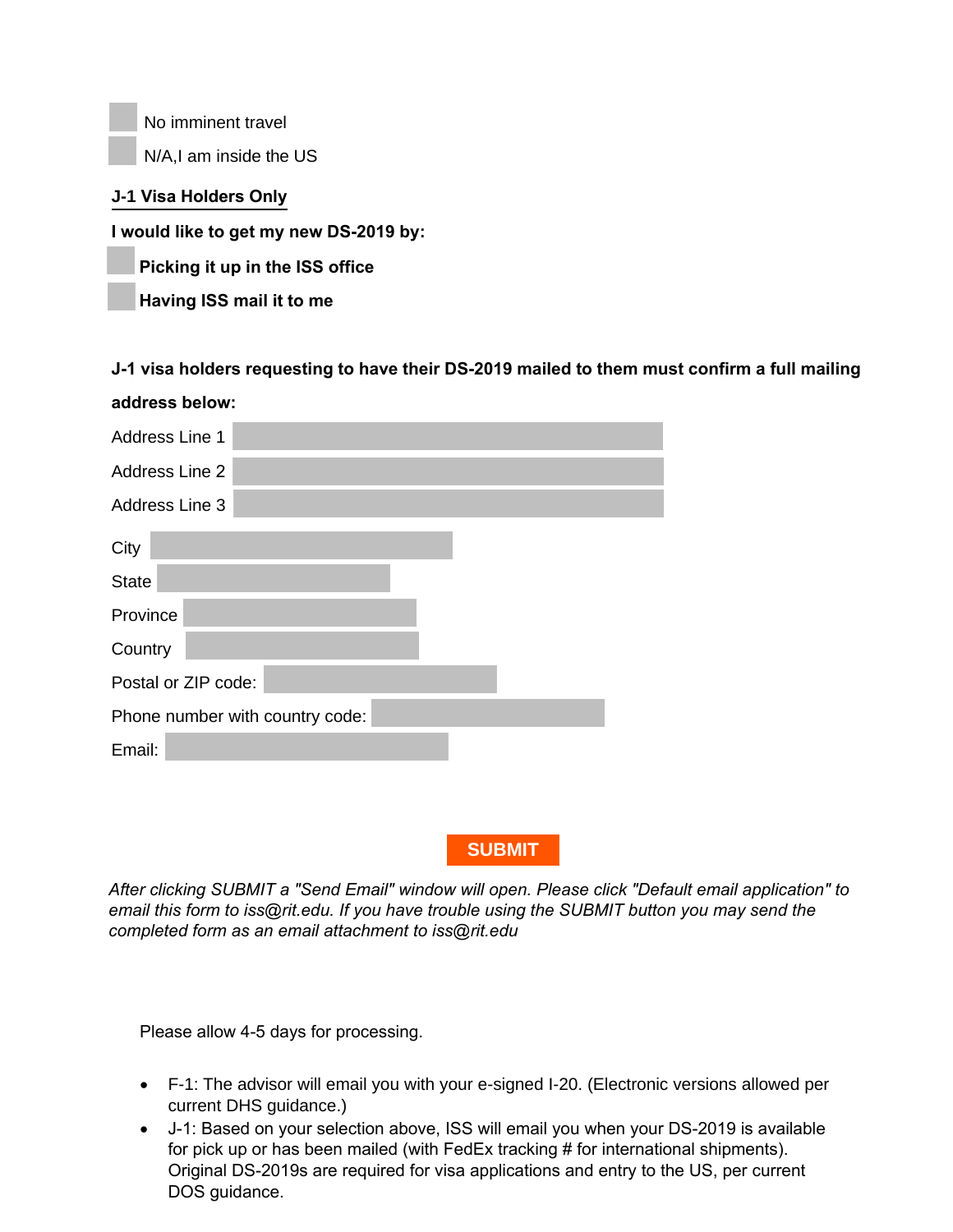- [ ] No imminent travel
- [ ] N/A,I am inside the US

**J-1 Visa Holders Only**

**I would like to get my new DS-2019 by:**

- [ ] **Picking it up in the ISS office**
- [ ] **Having ISS mail it to me**

**J-1 visa holders requesting to have their DS-2019 mailed to them must confirm a full mailing address below:**

Address Line 1

Address Line 2

Address Line 3

City

State

Province

Country

Postal or ZIP code:

Phone number with country code:

Email:

**SUBMIT**

*After clicking SUBMIT a "Send Email" window will open. Please click "Default email application" to email this form to iss@rit.edu. If you have trouble using the SUBMIT button you may send the completed form as an email attachment to iss@rit.edu*

Please allow 4-5 days for processing.

- F-1: The advisor will email you with your e-signed I-20. (Electronic versions allowed per current DHS guidance.)
- J-1: Based on your selection above, ISS will email you when your DS-2019 is available for pick up or has been mailed (with FedEx tracking # for international shipments). Original DS-2019s are required for visa applications and entry to the US, per current DOS guidance.